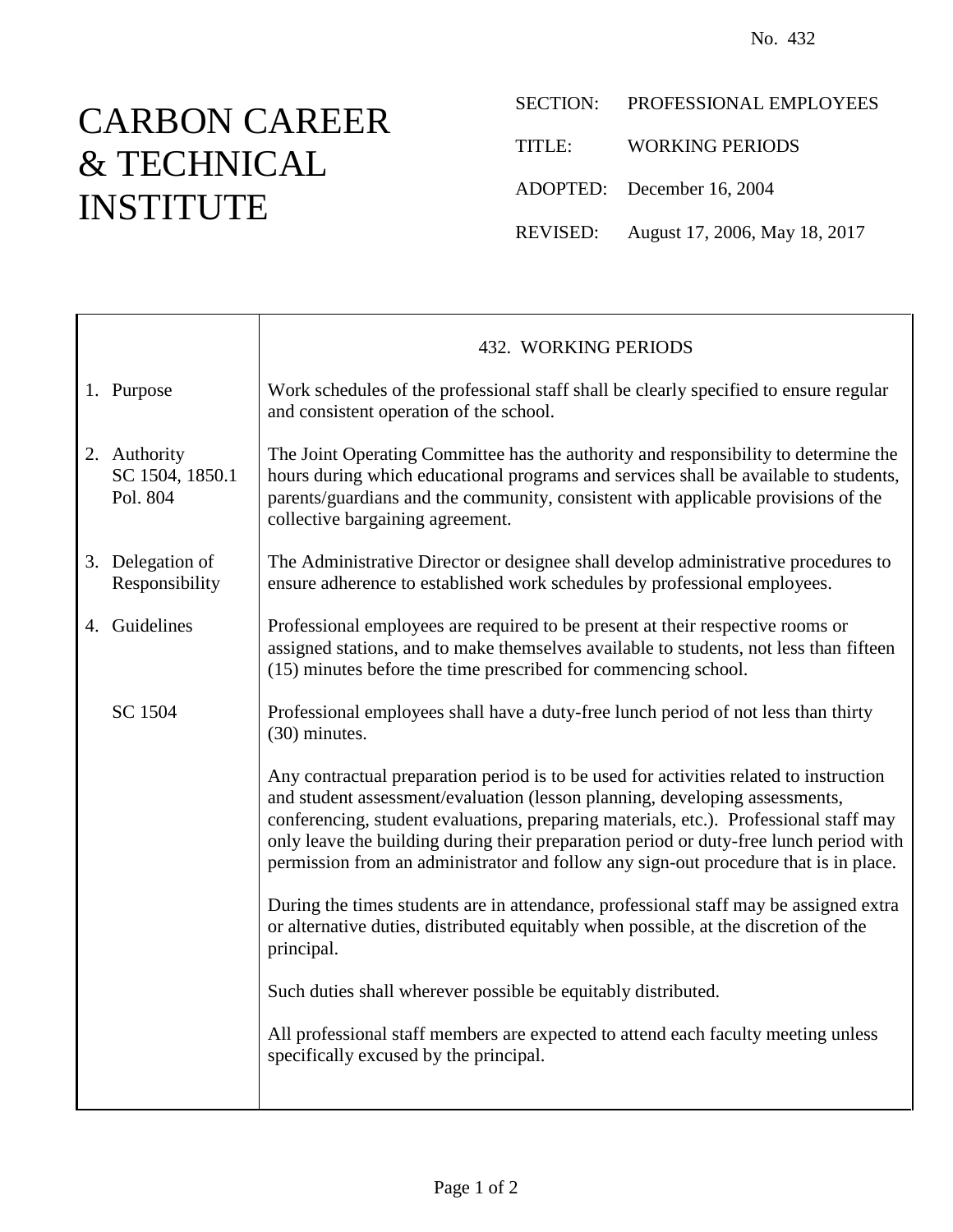No. 432

# CARBON CAREER & TECHNICAL INSTITUTE

SECTION: PROFESSIONAL EMPLOYEES

TITLE: WORKING PERIODS

ADOPTED: December 16, 2004

REVISED: August 17, 2006, May 18, 2017

## 432. WORKING PERIODS

**1. Purpose**

Work schedules of the professional staff shall be clearly specified to ensure regular and consistent operation of the school.

**2. Authority**
SC 1504, 1850.1
Pol. 804

The Joint Operating Committee has the authority and responsibility to determine the hours during which educational programs and services shall be available to students, parents/guardians and the community, consistent with applicable provisions of the collective bargaining agreement.

**3. Delegation of Responsibility**

The Administrative Director or designee shall develop administrative procedures to ensure adherence to established work schedules by professional employees.

**4. Guidelines**

Professional employees are required to be present at their respective rooms or assigned stations, and to make themselves available to students, not less than fifteen (15) minutes before the time prescribed for commencing school.

SC 1504

Professional employees shall have a duty-free lunch period of not less than thirty (30) minutes.

Any contractual preparation period is to be used for activities related to instruction and student assessment/evaluation (lesson planning, developing assessments, conferencing, student evaluations, preparing materials, etc.). Professional staff may only leave the building during their preparation period or duty-free lunch period with permission from an administrator and follow any sign-out procedure that is in place.

During the times students are in attendance, professional staff may be assigned extra or alternative duties, distributed equitably when possible, at the discretion of the principal.

Such duties shall wherever possible be equitably distributed.

All professional staff members are expected to attend each faculty meeting unless specifically excused by the principal.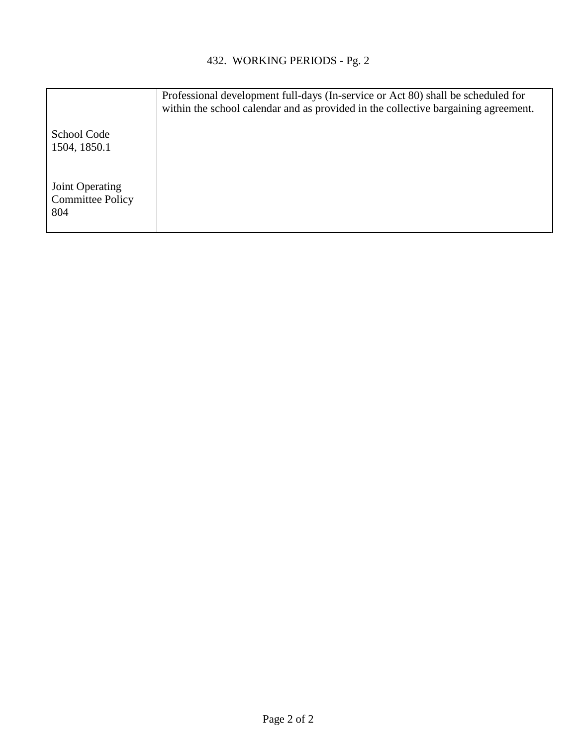| | |
|---|---|
| | Professional development full-days (In-service or Act 80) shall be scheduled for within the school calendar and as provided in the collective bargaining agreement. |
| School Code 1504, 1850.1 | |
| Joint Operating Committee Policy 804 | |